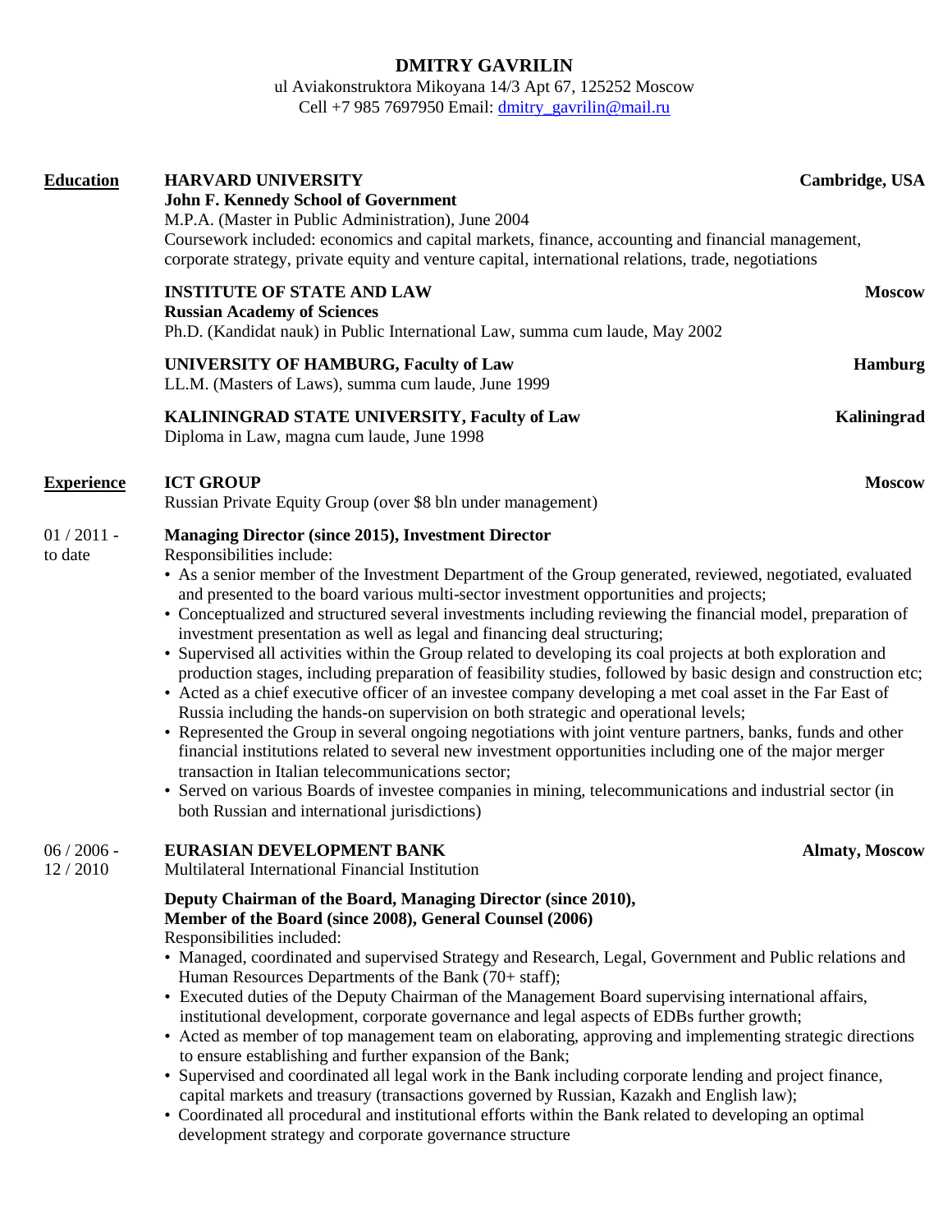# DMITRY GAVRILIN

ul Aviakonstruktora Mikoyana 14/3 Apt 67, 125252 Moscow
Cell +7 985 7697950 Email: dmitry_gavrilin@mail.ru

## Education

**HARVARD UNIVERSITY** — **Cambridge, USA**
**John F. Kennedy School of Government**
M.P.A. (Master in Public Administration), June 2004
Coursework included: economics and capital markets, finance, accounting and financial management, corporate strategy, private equity and venture capital, international relations, trade, negotiations

**INSTITUTE OF STATE AND LAW** — **Moscow**
**Russian Academy of Sciences**
Ph.D. (Kandidat nauk) in Public International Law, summa cum laude, May 2002

**UNIVERSITY OF HAMBURG, Faculty of Law** — **Hamburg**
LL.M. (Masters of Laws), summa cum laude, June 1999

**KALININGRAD STATE UNIVERSITY, Faculty of Law** — **Kaliningrad**
Diploma in Law, magna cum laude, June 1998

## Experience

**ICT GROUP** — **Moscow**
Russian Private Equity Group (over $8 bln under management)

01 / 2011 - to date

**Managing Director (since 2015), Investment Director**
Responsibilities include:

- As a senior member of the Investment Department of the Group generated, reviewed, negotiated, evaluated and presented to the board various multi-sector investment opportunities and projects;
- Conceptualized and structured several investments including reviewing the financial model, preparation of investment presentation as well as legal and financing deal structuring;
- Supervised all activities within the Group related to developing its coal projects at both exploration and production stages, including preparation of feasibility studies, followed by basic design and construction etc;
- Acted as a chief executive officer of an investee company developing a met coal asset in the Far East of Russia including the hands-on supervision on both strategic and operational levels;
- Represented the Group in several ongoing negotiations with joint venture partners, banks, funds and other financial institutions related to several new investment opportunities including one of the major merger transaction in Italian telecommunications sector;
- Served on various Boards of investee companies in mining, telecommunications and industrial sector (in both Russian and international jurisdictions)

06 / 2006 - 12 / 2010

**EURASIAN DEVELOPMENT BANK** — **Almaty, Moscow**
Multilateral International Financial Institution

**Deputy Chairman of the Board, Managing Director (since 2010),**
**Member of the Board (since 2008), General Counsel (2006)**
Responsibilities included:

- Managed, coordinated and supervised Strategy and Research, Legal, Government and Public relations and Human Resources Departments of the Bank (70+ staff);
- Executed duties of the Deputy Chairman of the Management Board supervising international affairs, institutional development, corporate governance and legal aspects of EDBs further growth;
- Acted as member of top management team on elaborating, approving and implementing strategic directions to ensure establishing and further expansion of the Bank;
- Supervised and coordinated all legal work in the Bank including corporate lending and project finance, capital markets and treasury (transactions governed by Russian, Kazakh and English law);
- Coordinated all procedural and institutional efforts within the Bank related to developing an optimal development strategy and corporate governance structure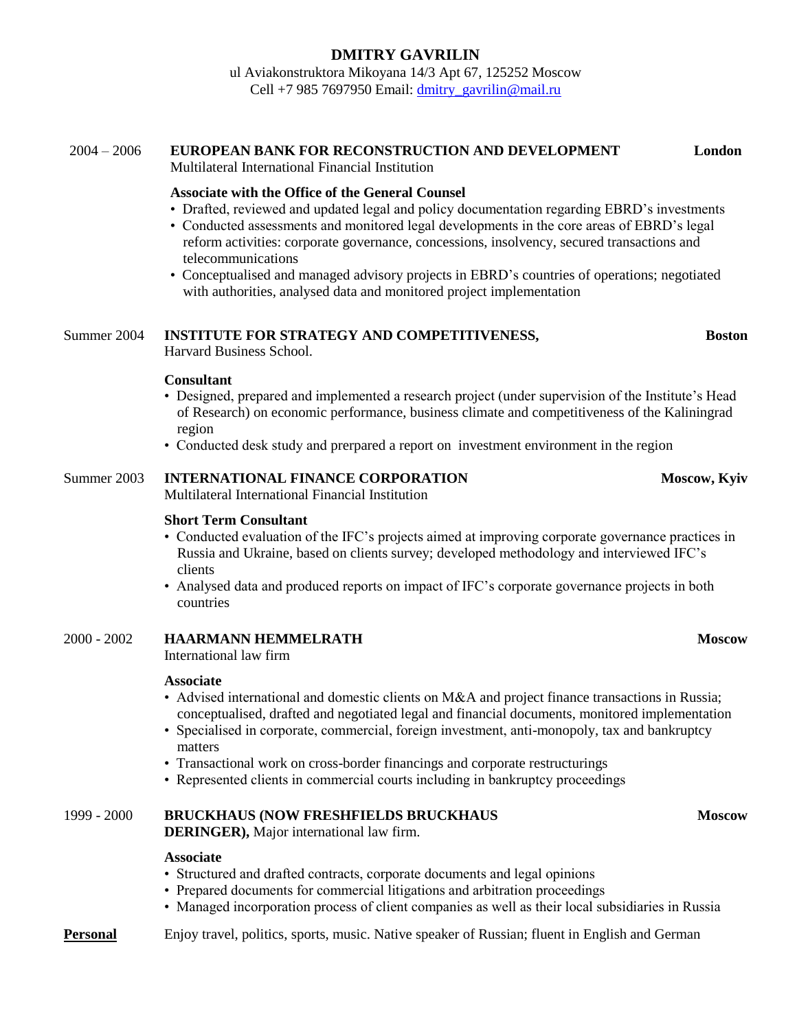# DMITRY GAVRILIN

ul Aviakonstruktora Mikoyana 14/3 Apt 67, 125252 Moscow
Cell +7 985 7697950 Email: dmitry_gavrilin@mail.ru

**2004 – 2006** **EUROPEAN BANK FOR RECONSTRUCTION AND DEVELOPMENT** **London**
Multilateral International Financial Institution

**Associate with the Office of the General Counsel**

- Drafted, reviewed and updated legal and policy documentation regarding EBRD's investments
- Conducted assessments and monitored legal developments in the core areas of EBRD's legal reform activities: corporate governance, concessions, insolvency, secured transactions and telecommunications
- Conceptualised and managed advisory projects in EBRD's countries of operations; negotiated with authorities, analysed data and monitored project implementation

**Summer 2004** **INSTITUTE FOR STRATEGY AND COMPETITIVENESS,** **Boston**
Harvard Business School.

**Consultant**

- Designed, prepared and implemented a research project (under supervision of the Institute's Head of Research) on economic performance, business climate and competitiveness of the Kaliningrad region
- Conducted desk study and prerpared a report on investment environment in the region

**Summer 2003** **INTERNATIONAL FINANCE CORPORATION** **Moscow, Kyiv**
Multilateral International Financial Institution

**Short Term Consultant**

- Conducted evaluation of the IFC's projects aimed at improving corporate governance practices in Russia and Ukraine, based on clients survey; developed methodology and interviewed IFC's clients
- Analysed data and produced reports on impact of IFC's corporate governance projects in both countries

**2000 - 2002** **HAARMANN HEMMELRATH** **Moscow**
International law firm

**Associate**

- Advised international and domestic clients on M&A and project finance transactions in Russia; conceptualised, drafted and negotiated legal and financial documents, monitored implementation
- Specialised in corporate, commercial, foreign investment, anti-monopoly, tax and bankruptcy matters
- Transactional work on cross-border financings and corporate restructurings
- Represented clients in commercial courts including in bankruptcy proceedings

**1999 - 2000** **BRUCKHAUS (NOW FRESHFIELDS BRUCKHAUS DERINGER),** Major international law firm. **Moscow**

**Associate**

- Structured and drafted contracts, corporate documents and legal opinions
- Prepared documents for commercial litigations and arbitration proceedings
- Managed incorporation process of client companies as well as their local subsidiaries in Russia

**Personal** Enjoy travel, politics, sports, music. Native speaker of Russian; fluent in English and German